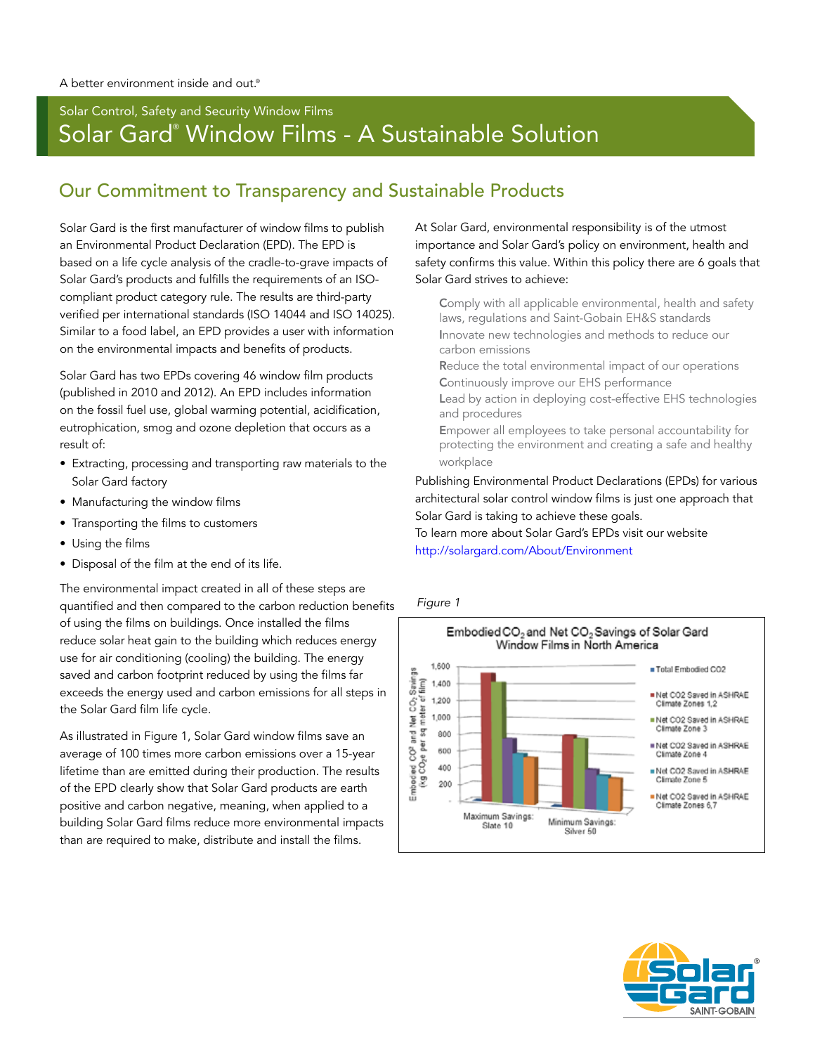A better environment inside and out.®

Solar Control, Safety and Security Window Films

# Solar Gard® Window Films - A Sustainable Solution

## Our Commitment to Transparency and Sustainable Products

Solar Gard is the first manufacturer of window films to publish an Environmental Product Declaration (EPD). The EPD is based on a life cycle analysis of the cradle-to-grave impacts of Solar Gard's products and fulfills the requirements of an ISO-compliant product category rule. The results are third-party verified per international standards (ISO 14044 and ISO 14025). Similar to a food label, an EPD provides a user with information on the environmental impacts and benefits of products.

Solar Gard has two EPDs covering 46 window film products (published in 2010 and 2012). An EPD includes information on the fossil fuel use, global warming potential, acidification, eutrophication, smog and ozone depletion that occurs as a result of:

- Extracting, processing and transporting raw materials to the Solar Gard factory
- Manufacturing the window films
- Transporting the films to customers
- Using the films
- Disposal of the film at the end of its life.

The environmental impact created in all of these steps are quantified and then compared to the carbon reduction benefits of using the films on buildings. Once installed the films reduce solar heat gain to the building which reduces energy use for air conditioning (cooling) the building. The energy saved and carbon footprint reduced by using the films far exceeds the energy used and carbon emissions for all steps in the Solar Gard film life cycle.

As illustrated in Figure 1, Solar Gard window films save an average of 100 times more carbon emissions over a 15-year lifetime than are emitted during their production. The results of the EPD clearly show that Solar Gard products are earth positive and carbon negative, meaning, when applied to a building Solar Gard films reduce more environmental impacts than are required to make, distribute and install the films.

At Solar Gard, environmental responsibility is of the utmost importance and Solar Gard's policy on environment, health and safety confirms this value. Within this policy there are 6 goals that Solar Gard strives to achieve:

**C**omply with all applicable environmental, health and safety laws, regulations and Saint-Gobain EH&S standards
**I**nnovate new technologies and methods to reduce our carbon emissions
**R**educe the total environmental impact of our operations
**C**ontinuously improve our EHS performance
**L**ead by action in deploying cost-effective EHS technologies and procedures
**E**mpower all employees to take personal accountability for protecting the environment and creating a safe and healthy workplace

Publishing Environmental Product Declarations (EPDs) for various architectural solar control window films is just one approach that Solar Gard is taking to achieve these goals.
To learn more about Solar Gard's EPDs visit our website http://solargard.com/About/Environment

*Figure 1*

Embodied $CO_2$ and Net $CO_2$ Savings of Solar Gard Window Films in North America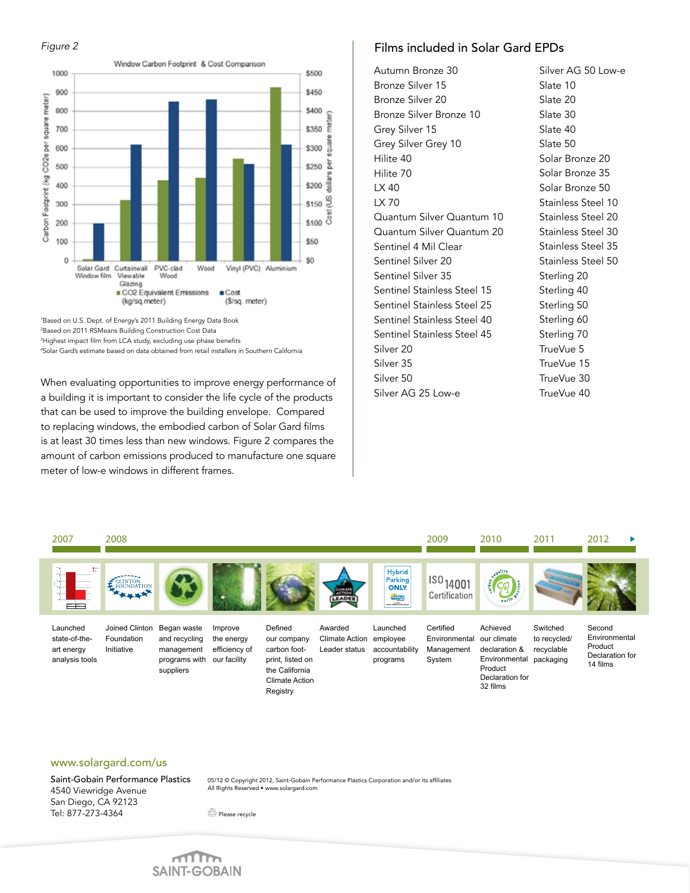*Figure 2*

Window Carbon Footprint & Cost Comparison

Carbon Footprint (kg CO2e per square meter)

1000
900
800
700
600
500
400
300
200
100
0

Cost (US dollars per square meter)

$500
$450
$400
$350
$300
$250
$200
$150
$100
$50
$0

Solar Gard Window film
Curtainwall Viewable Glazing
PVC-clad Wood
Wood
Vinyl (PVC)
Aluminium

■ CO2 Equivalent Emissions (kg/sq.meter)
■ Cost ($/sq. meter)

[1]Based on U.S. Dept. of Energy's 2011 Building Energy Data Book
[2]Based on 2011 RSMeans Building Construction Cost Data
[3]Highest impact film from LCA study, excluding use phase benefits
[4]Solar Gard's estimate based on data obtained from retail installers in Southern California

When evaluating opportunities to improve energy performance of a building it is important to consider the life cycle of the products that can be used to improve the building envelope. Compared to replacing windows, the embodied carbon of Solar Gard films is at least 30 times less than new windows. Figure 2 compares the amount of carbon emissions produced to manufacture one square meter of low-e windows in different frames.

## Films included in Solar Gard EPDs

- Autumn Bronze 30
- Bronze Silver 15
- Bronze Silver 20
- Bronze Silver Bronze 10
- Grey Silver 15
- Grey Silver Grey 10
- Hilite 40
- Hilite 70
- LX 40
- LX 70
- Quantum Silver Quantum 10
- Quantum Silver Quantum 20
- Sentinel 4 Mil Clear
- Sentinel Silver 20
- Sentinel Silver 35
- Sentinel Stainless Steel 15
- Sentinel Stainless Steel 25
- Sentinel Stainless Steel 40
- Sentinel Stainless Steel 45
- Silver 20
- Silver 35
- Silver 50
- Silver AG 25 Low-e
- Silver AG 50 Low-e
- Slate 10
- Slate 20
- Slate 30
- Slate 40
- Slate 50
- Solar Bronze 20
- Solar Bronze 35
- Solar Bronze 50
- Stainless Steel 10
- Stainless Steel 20
- Stainless Steel 30
- Stainless Steel 35
- Stainless Steel 50
- Sterling 20
- Sterling 40
- Sterling 50
- Sterling 60
- Sterling 70
- TrueVue 5
- TrueVue 15
- TrueVue 30
- TrueVue 40

**2007**
- Launched state-of-the-art energy analysis tools

**2008**
- Joined Clinton Foundation Initiative
- Began waste and recycling management programs with suppliers
- Improve the energy efficiency of our facility
- Defined our company carbon footprint, listed on the California Climate Action Registry
- Awarded Climate Action Leader status
- Launched employee accountability programs

**2009**
- Certified Environmental Management System

**2010**
- Achieved our climate declaration & Environmental Product Declaration for 32 films

**2011**
- Switched to recycled/ recyclable packaging

**2012**
- Second Environmental Product Declaration for 14 films

www.solargard.com/us

Saint-Gobain Performance Plastics
4540 Viewridge Avenue
San Diego, CA 92123
Tel: 877-273-4364

05/12 © Copyright 2012, Saint-Gobain Performance Plastics Corporation and/or its affiliates
All Rights Reserved • www.solargard.com

Please recycle

SAINT-GOBAIN